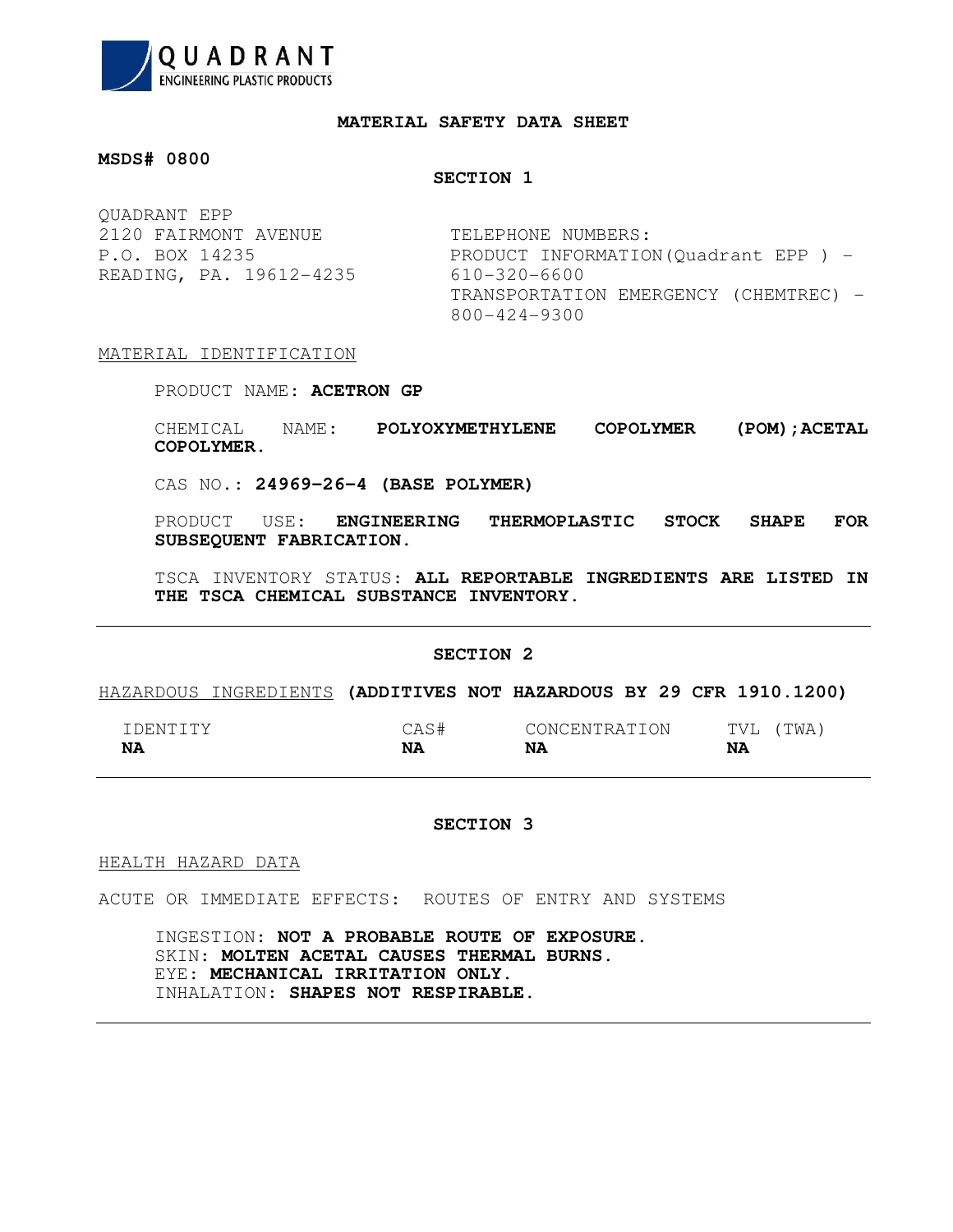QUADRANT
ENGINEERING PLASTIC PRODUCTS

# MATERIAL SAFETY DATA SHEET

**MSDS# 0800**

## SECTION 1

QUADRANT EPP
2120 FAIRMONT AVENUE
P.O. BOX 14235
READING, PA. 19612-4235

TELEPHONE NUMBERS:
PRODUCT INFORMATION(Quadrant EPP ) - 610-320-6600
TRANSPORTATION EMERGENCY (CHEMTREC) - 800-424-9300

MATERIAL IDENTIFICATION

PRODUCT NAME: **ACETRON GP**

CHEMICAL NAME: **POLYOXYMETHYLENE COPOLYMER (POM);ACETAL COPOLYMER.**

CAS NO.: **24969-26-4 (BASE POLYMER)**

PRODUCT USE: **ENGINEERING THERMOPLASTIC STOCK SHAPE FOR SUBSEQUENT FABRICATION.**

TSCA INVENTORY STATUS: **ALL REPORTABLE INGREDIENTS ARE LISTED IN THE TSCA CHEMICAL SUBSTANCE INVENTORY.**

---

## SECTION 2

HAZARDOUS INGREDIENTS **(ADDITIVES NOT HAZARDOUS BY 29 CFR 1910.1200)**

| IDENTITY | CAS# | CONCENTRATION | TVL (TWA) |
|---|---|---|---|
| **NA** | **NA** | **NA** | **NA** |

---

## SECTION 3

HEALTH HAZARD DATA

ACUTE OR IMMEDIATE EFFECTS: ROUTES OF ENTRY AND SYSTEMS

INGESTION: **NOT A PROBABLE ROUTE OF EXPOSURE.**
SKIN: **MOLTEN ACETAL CAUSES THERMAL BURNS.**
EYE: **MECHANICAL IRRITATION ONLY.**
INHALATION: **SHAPES NOT RESPIRABLE.**

---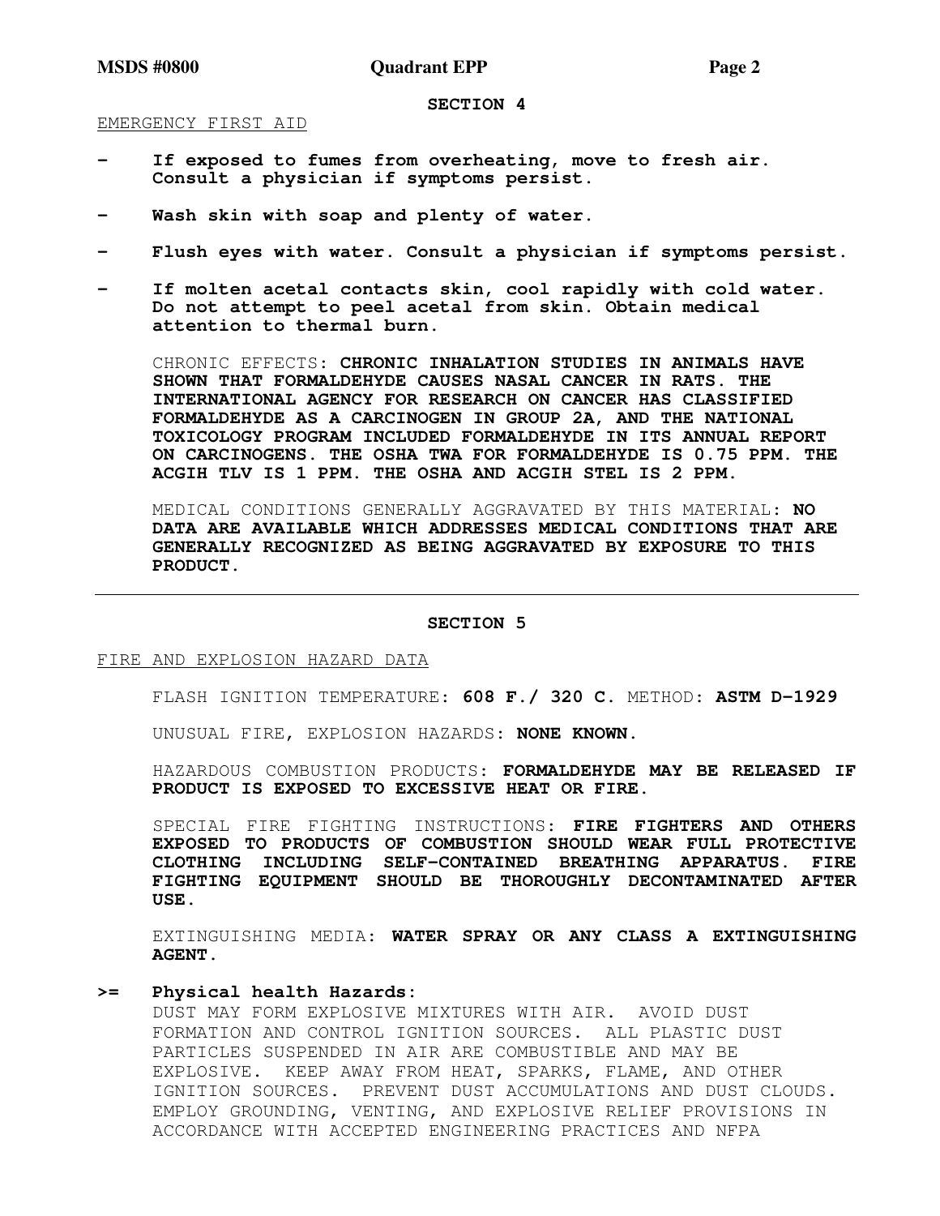## SECTION 4

EMERGENCY FIRST AID

- **If exposed to fumes from overheating, move to fresh air. Consult a physician if symptoms persist.**
- **Wash skin with soap and plenty of water.**
- **Flush eyes with water. Consult a physician if symptoms persist.**
- **If molten acetal contacts skin, cool rapidly with cold water. Do not attempt to peel acetal from skin. Obtain medical attention to thermal burn.**

CHRONIC EFFECTS: **CHRONIC INHALATION STUDIES IN ANIMALS HAVE SHOWN THAT FORMALDEHYDE CAUSES NASAL CANCER IN RATS. THE INTERNATIONAL AGENCY FOR RESEARCH ON CANCER HAS CLASSIFIED FORMALDEHYDE AS A CARCINOGEN IN GROUP 2A, AND THE NATIONAL TOXICOLOGY PROGRAM INCLUDED FORMALDEHYDE IN ITS ANNUAL REPORT ON CARCINOGENS. THE OSHA TWA FOR FORMALDEHYDE IS 0.75 PPM. THE ACGIH TLV IS 1 PPM. THE OSHA AND ACGIH STEL IS 2 PPM.**

MEDICAL CONDITIONS GENERALLY AGGRAVATED BY THIS MATERIAL: **NO DATA ARE AVAILABLE WHICH ADDRESSES MEDICAL CONDITIONS THAT ARE GENERALLY RECOGNIZED AS BEING AGGRAVATED BY EXPOSURE TO THIS PRODUCT.**

---

## SECTION 5

FIRE AND EXPLOSION HAZARD DATA

FLASH IGNITION TEMPERATURE: **608 F./ 320 C.** METHOD: **ASTM D-1929**

UNUSUAL FIRE, EXPLOSION HAZARDS: **NONE KNOWN.**

HAZARDOUS COMBUSTION PRODUCTS: **FORMALDEHYDE MAY BE RELEASED IF PRODUCT IS EXPOSED TO EXCESSIVE HEAT OR FIRE.**

SPECIAL FIRE FIGHTING INSTRUCTIONS: **FIRE FIGHTERS AND OTHERS EXPOSED TO PRODUCTS OF COMBUSTION SHOULD WEAR FULL PROTECTIVE CLOTHING INCLUDING SELF-CONTAINED BREATHING APPARATUS. FIRE FIGHTING EQUIPMENT SHOULD BE THOROUGHLY DECONTAMINATED AFTER USE.**

EXTINGUISHING MEDIA: **WATER SPRAY OR ANY CLASS A EXTINGUISHING AGENT.**

>= **Physical health Hazards:**
DUST MAY FORM EXPLOSIVE MIXTURES WITH AIR. AVOID DUST FORMATION AND CONTROL IGNITION SOURCES. ALL PLASTIC DUST PARTICLES SUSPENDED IN AIR ARE COMBUSTIBLE AND MAY BE EXPLOSIVE. KEEP AWAY FROM HEAT, SPARKS, FLAME, AND OTHER IGNITION SOURCES. PREVENT DUST ACCUMULATIONS AND DUST CLOUDS. EMPLOY GROUNDING, VENTING, AND EXPLOSIVE RELIEF PROVISIONS IN ACCORDANCE WITH ACCEPTED ENGINEERING PRACTICES AND NFPA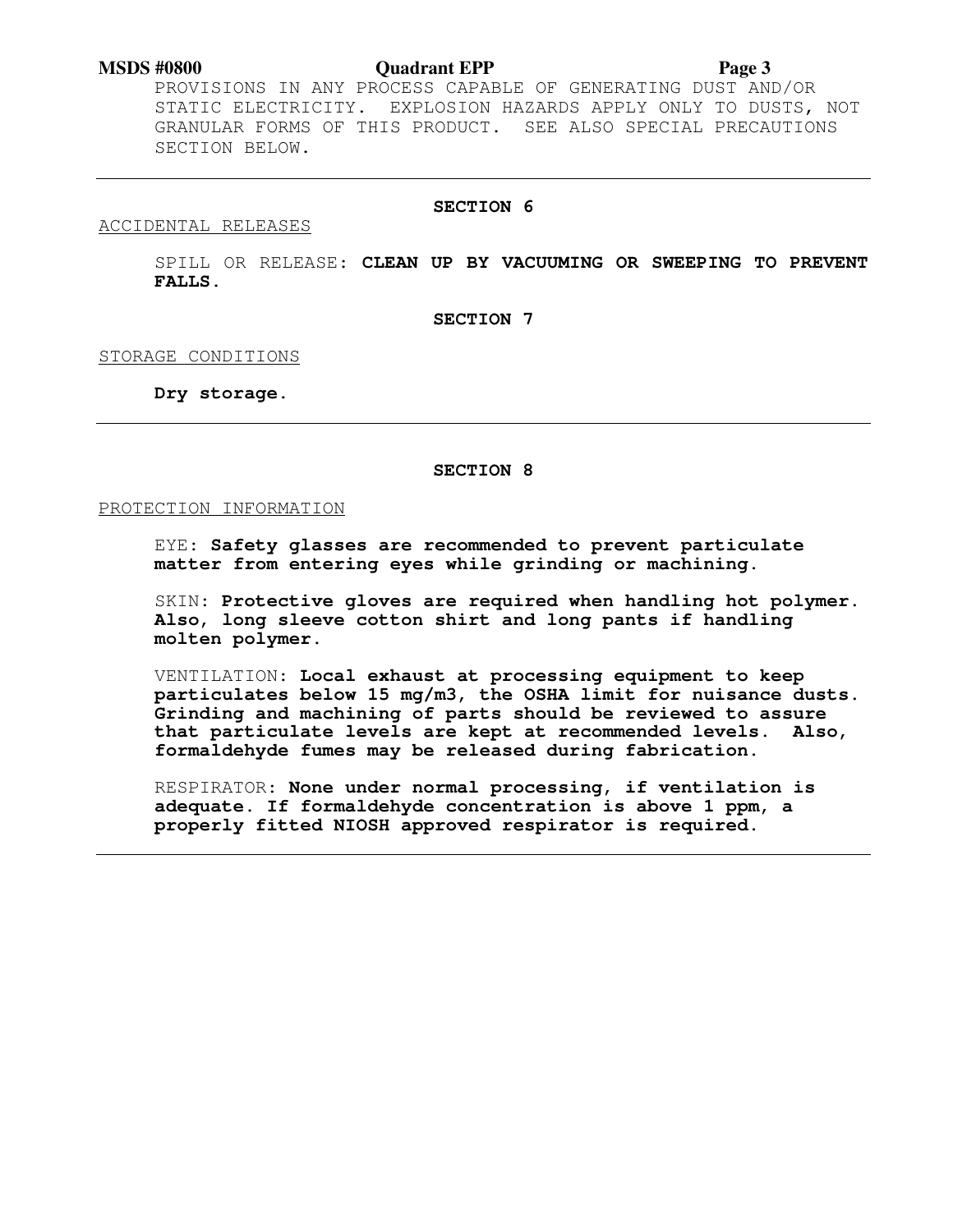PROVISIONS IN ANY PROCESS CAPABLE OF GENERATING DUST AND/OR STATIC ELECTRICITY. EXPLOSION HAZARDS APPLY ONLY TO DUSTS, NOT GRANULAR FORMS OF THIS PRODUCT. SEE ALSO SPECIAL PRECAUTIONS SECTION BELOW.

---

## SECTION 6

ACCIDENTAL RELEASES

SPILL OR RELEASE: **CLEAN UP BY VACUUMING OR SWEEPING TO PREVENT FALLS.**

## SECTION 7

STORAGE CONDITIONS

**Dry storage.**

---

## SECTION 8

PROTECTION INFORMATION

EYE: **Safety glasses are recommended to prevent particulate matter from entering eyes while grinding or machining.**

SKIN: **Protective gloves are required when handling hot polymer. Also, long sleeve cotton shirt and long pants if handling molten polymer.**

VENTILATION: **Local exhaust at processing equipment to keep particulates below 15 mg/m3, the OSHA limit for nuisance dusts. Grinding and machining of parts should be reviewed to assure that particulate levels are kept at recommended levels. Also, formaldehyde fumes may be released during fabrication.**

RESPIRATOR: **None under normal processing, if ventilation is adequate. If formaldehyde concentration is above 1 ppm, a properly fitted NIOSH approved respirator is required.**

---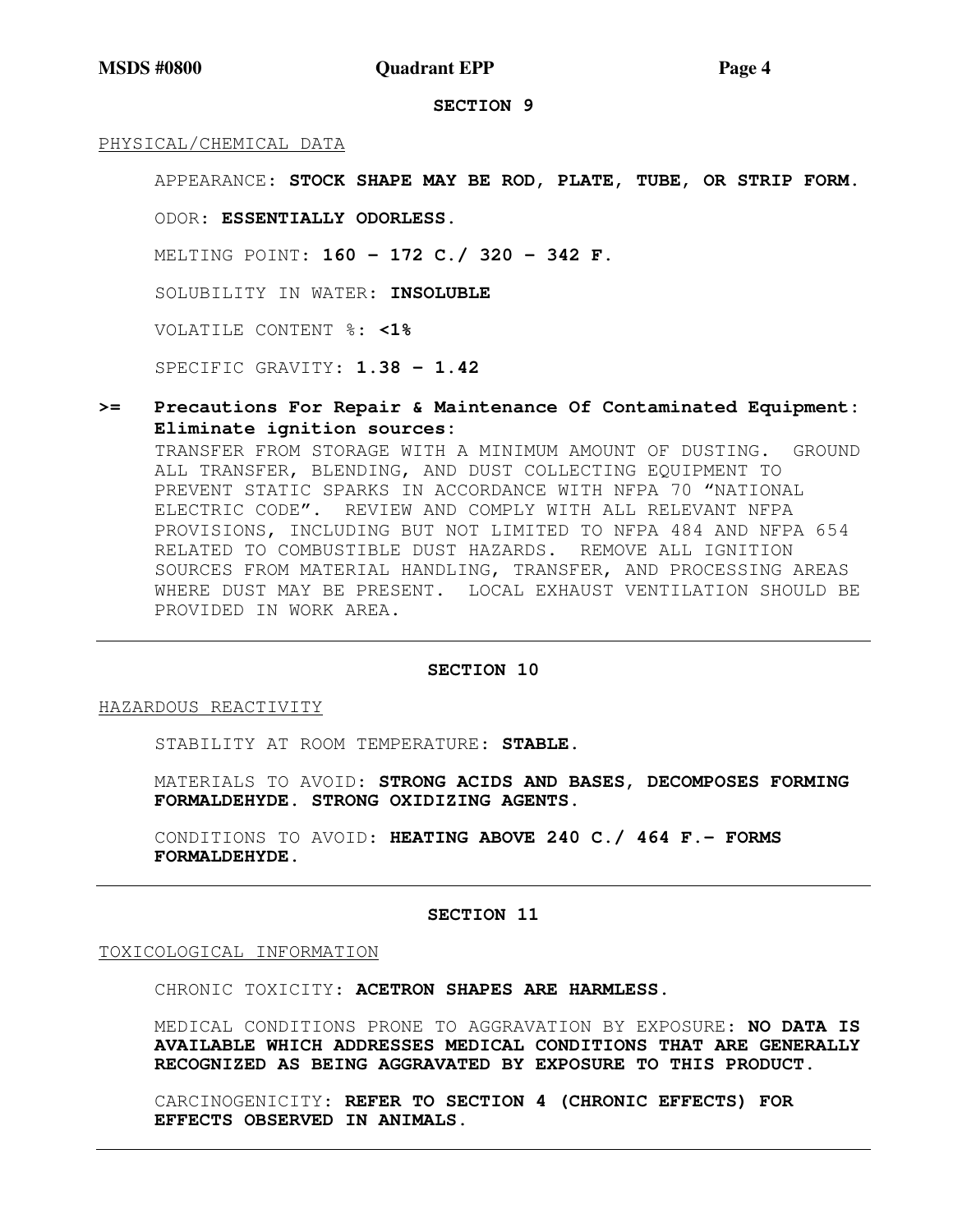## SECTION 9

PHYSICAL/CHEMICAL DATA

APPEARANCE: **STOCK SHAPE MAY BE ROD, PLATE, TUBE, OR STRIP FORM.**

ODOR: **ESSENTIALLY ODORLESS.**

MELTING POINT: **160 – 172 C./ 320 – 342 F.**

SOLUBILITY IN WATER: **INSOLUBLE**

VOLATILE CONTENT %: **<1%**

SPECIFIC GRAVITY: **1.38 – 1.42**

**>= Precautions For Repair & Maintenance Of Contaminated Equipment: Eliminate ignition sources:**

TRANSFER FROM STORAGE WITH A MINIMUM AMOUNT OF DUSTING. GROUND ALL TRANSFER, BLENDING, AND DUST COLLECTING EQUIPMENT TO PREVENT STATIC SPARKS IN ACCORDANCE WITH NFPA 70 "NATIONAL ELECTRIC CODE". REVIEW AND COMPLY WITH ALL RELEVANT NFPA PROVISIONS, INCLUDING BUT NOT LIMITED TO NFPA 484 AND NFPA 654 RELATED TO COMBUSTIBLE DUST HAZARDS. REMOVE ALL IGNITION SOURCES FROM MATERIAL HANDLING, TRANSFER, AND PROCESSING AREAS WHERE DUST MAY BE PRESENT. LOCAL EXHAUST VENTILATION SHOULD BE PROVIDED IN WORK AREA.

---

## SECTION 10

HAZARDOUS REACTIVITY

STABILITY AT ROOM TEMPERATURE: **STABLE.**

MATERIALS TO AVOID: **STRONG ACIDS AND BASES, DECOMPOSES FORMING FORMALDEHYDE. STRONG OXIDIZING AGENTS.**

CONDITIONS TO AVOID: **HEATING ABOVE 240 C./ 464 F.– FORMS FORMALDEHYDE.**

---

## SECTION 11

TOXICOLOGICAL INFORMATION

CHRONIC TOXICITY: **ACETRON SHAPES ARE HARMLESS.**

MEDICAL CONDITIONS PRONE TO AGGRAVATION BY EXPOSURE: **NO DATA IS AVAILABLE WHICH ADDRESSES MEDICAL CONDITIONS THAT ARE GENERALLY RECOGNIZED AS BEING AGGRAVATED BY EXPOSURE TO THIS PRODUCT.**

CARCINOGENICITY: **REFER TO SECTION 4 (CHRONIC EFFECTS) FOR EFFECTS OBSERVED IN ANIMALS.**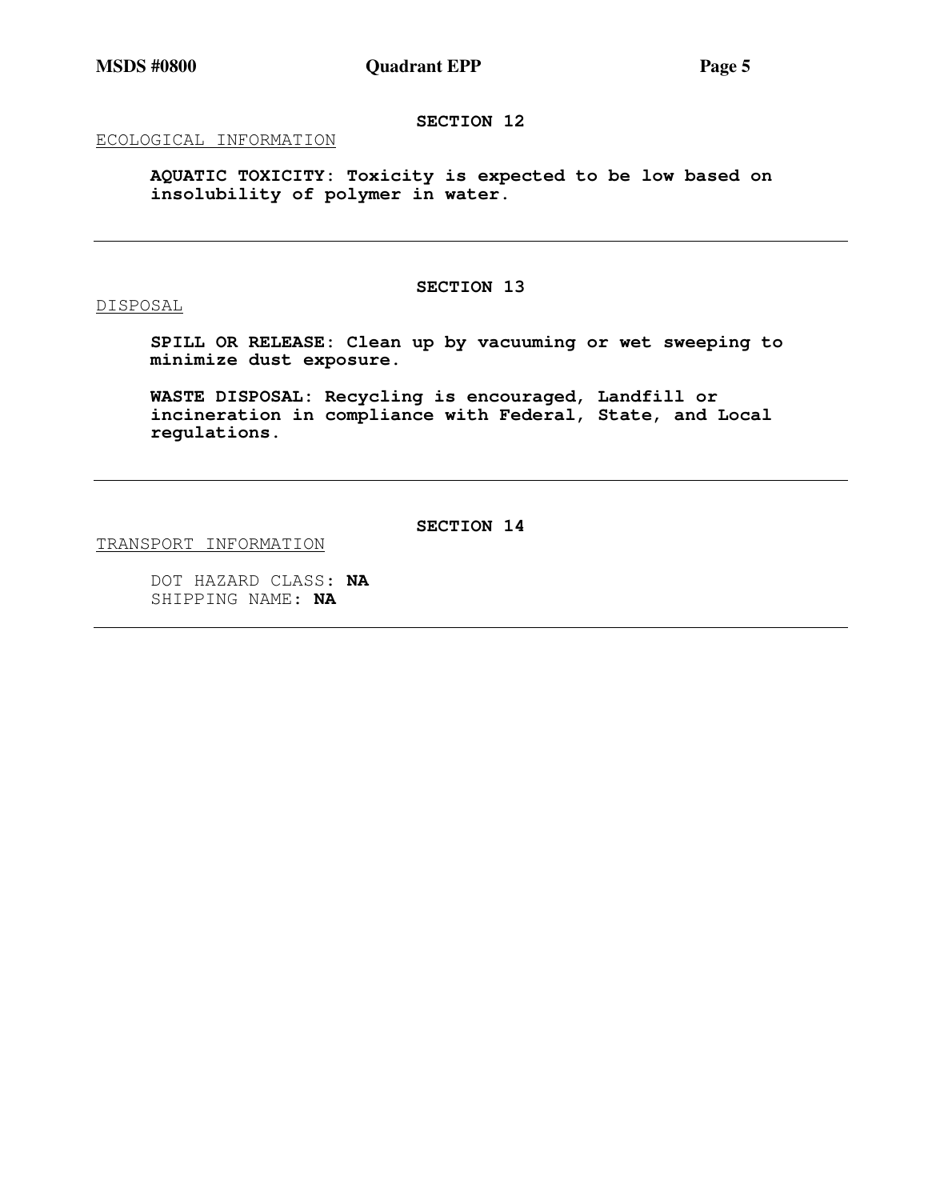## SECTION 12

ECOLOGICAL INFORMATION

**AQUATIC TOXICITY: Toxicity is expected to be low based on insolubility of polymer in water.**

---

## SECTION 13

DISPOSAL

**SPILL OR RELEASE: Clean up by vacuuming or wet sweeping to minimize dust exposure.**

**WASTE DISPOSAL: Recycling is encouraged, Landfill or incineration in compliance with Federal, State, and Local regulations.**

---

## SECTION 14

TRANSPORT INFORMATION

DOT HAZARD CLASS: **NA**
SHIPPING NAME: **NA**

---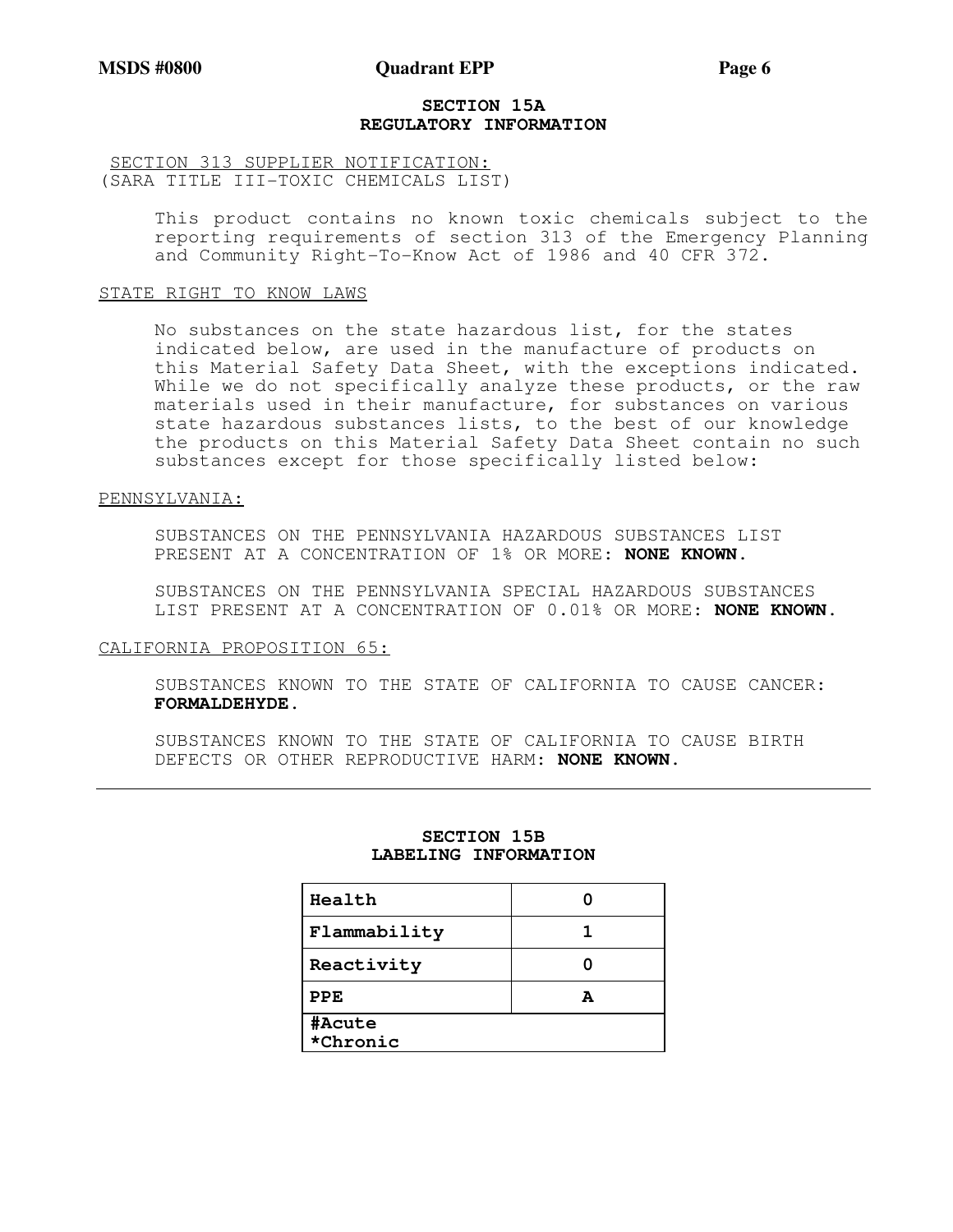## SECTION 15A
## REGULATORY INFORMATION

SECTION 313 SUPPLIER NOTIFICATION:
(SARA TITLE III-TOXIC CHEMICALS LIST)

This product contains no known toxic chemicals subject to the reporting requirements of section 313 of the Emergency Planning and Community Right-To-Know Act of 1986 and 40 CFR 372.

STATE RIGHT TO KNOW LAWS

No substances on the state hazardous list, for the states indicated below, are used in the manufacture of products on this Material Safety Data Sheet, with the exceptions indicated. While we do not specifically analyze these products, or the raw materials used in their manufacture, for substances on various state hazardous substances lists, to the best of our knowledge the products on this Material Safety Data Sheet contain no such substances except for those specifically listed below:

PENNSYLVANIA:

SUBSTANCES ON THE PENNSYLVANIA HAZARDOUS SUBSTANCES LIST PRESENT AT A CONCENTRATION OF 1% OR MORE: **NONE KNOWN.**

SUBSTANCES ON THE PENNSYLVANIA SPECIAL HAZARDOUS SUBSTANCES LIST PRESENT AT A CONCENTRATION OF 0.01% OR MORE: **NONE KNOWN.**

CALIFORNIA PROPOSITION 65:

SUBSTANCES KNOWN TO THE STATE OF CALIFORNIA TO CAUSE CANCER: **FORMALDEHYDE.**

SUBSTANCES KNOWN TO THE STATE OF CALIFORNIA TO CAUSE BIRTH DEFECTS OR OTHER REPRODUCTIVE HARM: **NONE KNOWN.**

---

## SECTION 15B
## LABELING INFORMATION

| Health | 0 |
|---|---|
| Flammability | 1 |
| Reactivity | 0 |
| PPE | A |
| #Acute *Chronic | |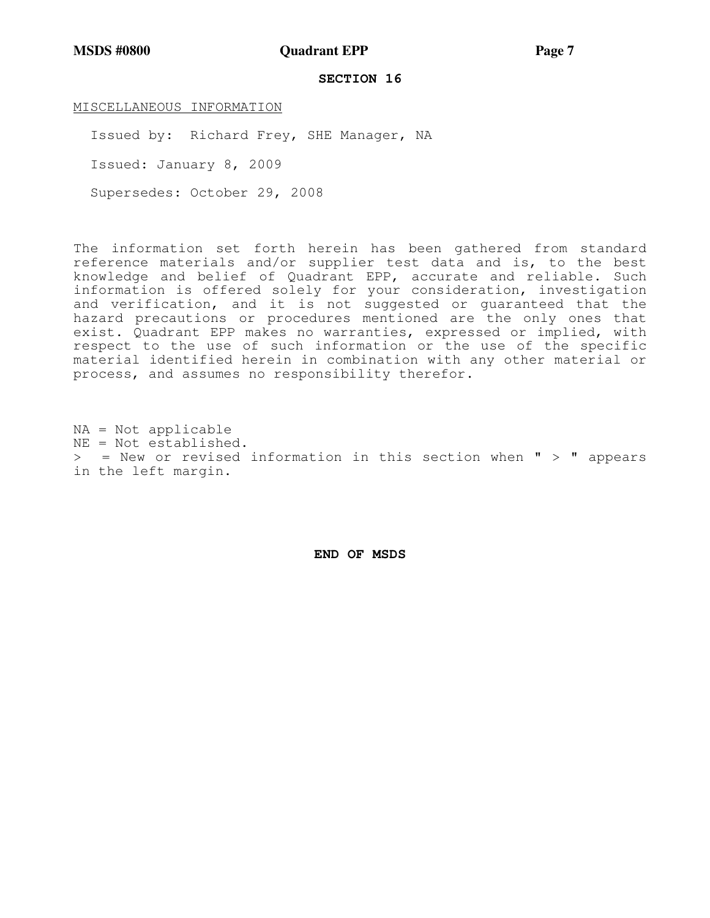## SECTION 16

MISCELLANEOUS INFORMATION

Issued by: Richard Frey, SHE Manager, NA

Issued: January 8, 2009

Supersedes: October 29, 2008

The information set forth herein has been gathered from standard reference materials and/or supplier test data and is, to the best knowledge and belief of Quadrant EPP, accurate and reliable. Such information is offered solely for your consideration, investigation and verification, and it is not suggested or guaranteed that the hazard precautions or procedures mentioned are the only ones that exist. Quadrant EPP makes no warranties, expressed or implied, with respect to the use of such information or the use of the specific material identified herein in combination with any other material or process, and assumes no responsibility therefor.

NA = Not applicable
NE = Not established.
> = New or revised information in this section when " > " appears in the left margin.

**END OF MSDS**